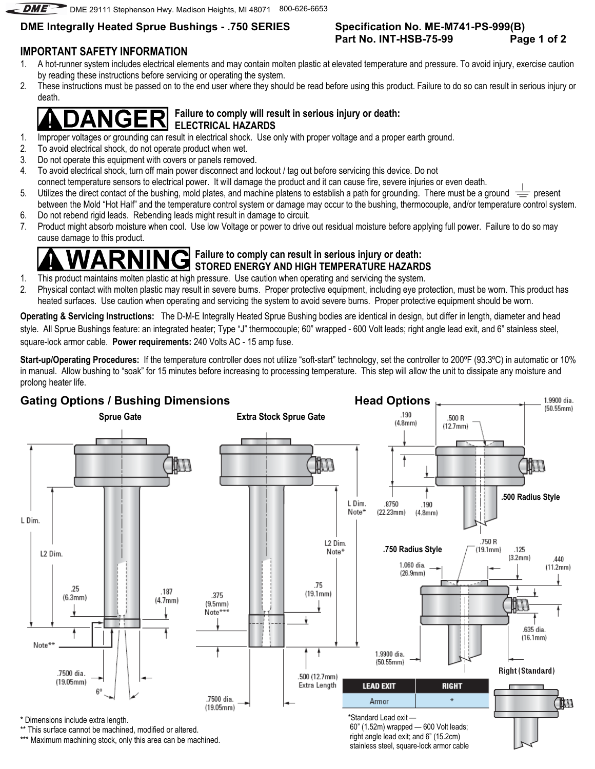DME 29111 Stephenson Hwy. Madison Heights, MI 48071 800-626-6653

## DME Integrally Heated Sprue Bushings - .750 SERIES

**Specification No. ME-M741-PS-999(B)**
**Part No. INT-HSB-75-99**

## IMPORTANT SAFETY INFORMATION

1. A hot-runner system includes electrical elements and may contain molten plastic at elevated temperature and pressure. To avoid injury, exercise caution by reading these instructions before servicing or operating the system.
2. These instructions must be passed on to the end user where they should be read before using this product. Failure to do so can result in serious injury or death.

### DANGER — Failure to comply will result in serious injury or death: ELECTRICAL HAZARDS

1. Improper voltages or grounding can result in electrical shock. Use only with proper voltage and a proper earth ground.
2. To avoid electrical shock, do not operate product when wet.
3. Do not operate this equipment with covers or panels removed.
4. To avoid electrical shock, turn off main power disconnect and lockout / tag out before servicing this device. Do not connect temperature sensors to electrical power. It will damage the product and it can cause fire, severe injuries or even death.
5. Utilizes the direct contact of the bushing, mold plates, and machine platens to establish a path for grounding. There must be a ground ⏚ present between the Mold "Hot Half" and the temperature control system or damage may occur to the bushing, thermocouple, and/or temperature control system.
6. Do not rebend rigid leads. Rebending leads might result in damage to circuit.
7. Product might absorb moisture when cool. Use low Voltage or power to drive out residual moisture before applying full power. Failure to do so may cause damage to this product.

### WARNING — Failure to comply can result in serious injury or death: STORED ENERGY AND HIGH TEMPERATURE HAZARDS

1. This product maintains molten plastic at high pressure. Use caution when operating and servicing the system.
2. Physical contact with molten plastic may result in severe burns. Proper protective equipment, including eye protection, must be worn. This product has heated surfaces. Use caution when operating and servicing the system to avoid severe burns. Proper protective equipment should be worn.

**Operating & Servicing Instructions:** The D-M-E Integrally Heated Sprue Bushing bodies are identical in design, but differ in length, diameter and head style. All Sprue Bushings feature: an integrated heater; Type "J" thermocouple; 60" wrapped - 600 Volt leads; right angle lead exit, and 6" stainless steel, square-lock armor cable. **Power requirements:** 240 Volts AC - 15 amp fuse.

**Start-up/Operating Procedures:** If the temperature controller does not utilize "soft-start" technology, set the controller to 200ºF (93.3ºC) in automatic or 10% in manual. Allow bushing to "soak" for 15 minutes before increasing to processing temperature. This step will allow the unit to dissipate any moisture and prolong heater life.

## Gating Options / Bushing Dimensions

**Sprue Gate**

L Dim.; L2 Dim.; .25 (6.3mm); .187 (4.7mm); Note**; .7500 dia. (19.05mm); 6º

**Extra Stock Sprue Gate**

L Dim. Note*; L2 Dim. Note*; .375 (9.5mm) Note***; .75 (19.1mm); .500 (12.7mm) Extra Length; .7500 dia. (19.05mm)

\* Dimensions include extra length.
\** This surface cannot be machined, modified or altered.
\*** Maximum machining stock, only this area can be machined.

## Head Options

**.500 Radius Style**

1.9900 dia. (50.55mm); .190 (4.8mm); .500 R (12.7mm); .8750 (22.23mm); .190 (4.8mm)

**.750 Radius Style**

.750 R (19.1mm); .125 (3.2mm); 1.060 dia. (26.9mm); .440 (11.2mm); .635 dia. (16.1mm); 1.9900 dia. (50.55mm)

**Right (Standard)**

| LEAD EXIT | RIGHT |
|---|---|
| Armor | * |

*Standard Lead exit — 60" (1.52m) wrapped — 600 Volt leads; right angle lead exit; and 6" (15.2cm) stainless steel, square-lock armor cable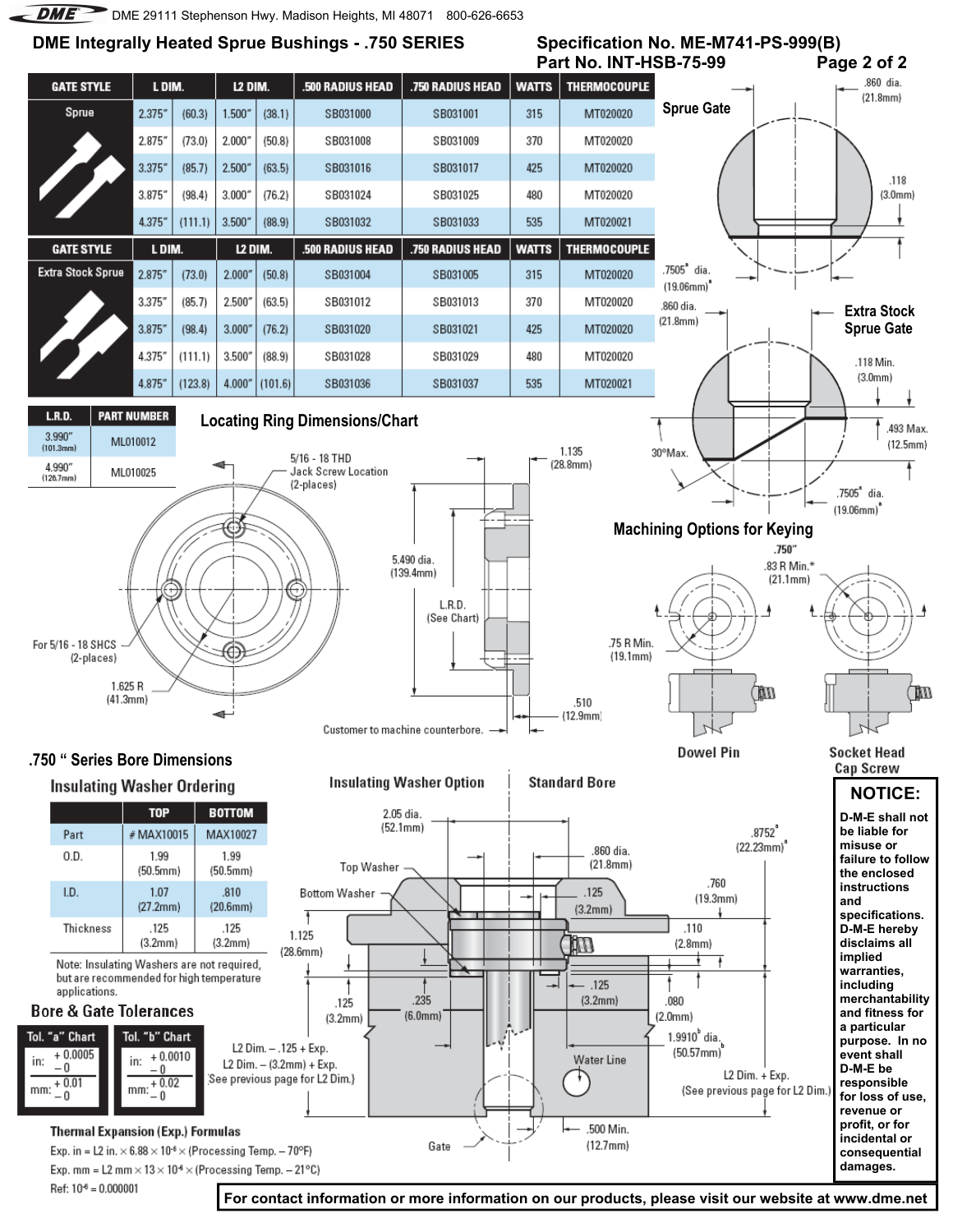# DME Integrally Heated Sprue Bushings - .750 SERIES

**Specification No. ME-M741-PS-999(B)**
**Part No. INT-HSB-75-99**

| GATE STYLE | L DIM. | | L2 DIM. | | .500 RADIUS HEAD | .750 RADIUS HEAD | WATTS | THERMOCOUPLE |
|---|---|---|---|---|---|---|---|---|
| Sprue | 2.375″ | (60.3) | 1.500″ | (38.1) | SB031000 | SB031001 | 315 | MT020020 |
| | 2.875″ | (73.0) | 2.000″ | (50.8) | SB031008 | SB031009 | 370 | MT020020 |
| | 3.375″ | (85.7) | 2.500″ | (63.5) | SB031016 | SB031017 | 425 | MT020020 |
| | 3.875″ | (98.4) | 3.000″ | (76.2) | SB031024 | SB031025 | 480 | MT020020 |
| | 4.375″ | (111.1) | 3.500″ | (88.9) | SB031032 | SB031033 | 535 | MT020021 |

| GATE STYLE | L DIM. | | L2 DIM. | | .500 RADIUS HEAD | .750 RADIUS HEAD | WATTS | THERMOCOUPLE |
|---|---|---|---|---|---|---|---|---|
| Extra Stock Sprue | 2.875″ | (73.0) | 2.000″ | (50.8) | SB031004 | SB031005 | 315 | MT020020 |
| | 3.375″ | (85.7) | 2.500″ | (63.5) | SB031012 | SB031013 | 370 | MT020020 |
| | 3.875″ | (98.4) | 3.000″ | (76.2) | SB031020 | SB031021 | 425 | MT020020 |
| | 4.375″ | (111.1) | 3.500″ | (88.9) | SB031028 | SB031029 | 480 | MT020020 |
| | 4.875″ | (123.8) | 4.000″ | (101.6) | SB031036 | SB031037 | 535 | MT020021 |

### Sprue Gate

.860 dia. (21.8mm)
.118 (3.0mm)
.7505" dia. (19.06mm)

### Extra Stock Sprue Gate

.860 dia. (21.8mm)
.118 Min. (3.0mm)
.493 Max. (12.5mm)
30°Max.
.7505" dia. (19.06mm)

| L.R.D. | PART NUMBER |
|---|---|
| 3.990″ (101.3mm) | ML010012 |
| 4.990″ (126.7mm) | ML010025 |

### Locating Ring Dimensions/Chart

5/16 - 18 THD Jack Screw Location (2-places)
For 5/16 - 18 SHCS (2-places)
1.625 R (41.3mm)
5.490 dia. (139.4mm)
L.R.D. (See Chart)
1.135 (28.8mm)
.510 (12.9mm)
Customer to machine counterbore.

### Machining Options for Keying

.750"
.83 R Min.* (21.1mm)
.75 R Min. (19.1mm)
Dowel Pin
Socket Head Cap Screw

## .750 " Series Bore Dimensions

### Insulating Washer Ordering

| | TOP | BOTTOM |
|---|---|---|
| Part | # MAX10015 | MAX10027 |
| O.D. | 1.99 (50.5mm) | 1.99 (50.5mm) |
| I.D. | 1.07 (27.2mm) | .810 (20.6mm) |
| Thickness | .125 (3.2mm) | .125 (3.2mm) |

Note: Insulating Washers are not required, but are recommended for high temperature applications.

### Bore & Gate Tolerances

| Tol. "a" Chart | |
|---|---|
| in: | + 0.0005 / − 0 |
| mm: | + 0.01 / − 0 |

| Tol. "b" Chart | |
|---|---|
| in: | + 0.0010 / − 0 |
| mm: | + 0.02 / − 0 |

### Thermal Expansion (Exp.) Formulas

Exp. in = L2 in. × 6.88 × $10^{-6}$ × (Processing Temp. – 70°F)

Exp. mm = L2 mm × 13 × $10^{-6}$ × (Processing Temp. – 21°C)

Ref: $10^{-6}$ = 0.000001

### Insulating Washer Option / Standard Bore

2.05 dia. (52.1mm)
Top Washer
Bottom Washer
1.125 (28.6mm)
.125 (3.2mm)
.235 (6.0mm)
L2 Dim. – .125 + Exp.
L2 Dim. – (3.2mm) + Exp.
(See previous page for L2 Dim.)
.860 dia. (21.8mm)
.125 (3.2mm)
.125 (3.2mm)
.8752ᵃ (22.23mm)ᵃ
.760 (19.3mm)
.110 (2.8mm)
.080 (2.0mm)
1.9910ᵇ dia. (50.57mm)ᵇ
Water Line
L2 Dim. + Exp. (See previous page for L2 Dim.)
.500 Min. (12.7mm)
Gate

**NOTICE:**

D-M-E shall not be liable for misuse or failure to follow the enclosed instructions and specifications. D-M-E hereby disclaims all implied warranties, including merchantability and fitness for a particular purpose. In no event shall D-M-E be responsible for loss of use, revenue or profit, or for incidental or consequential damages.

**For contact information or more information on our products, please visit our website at www.dme.net**